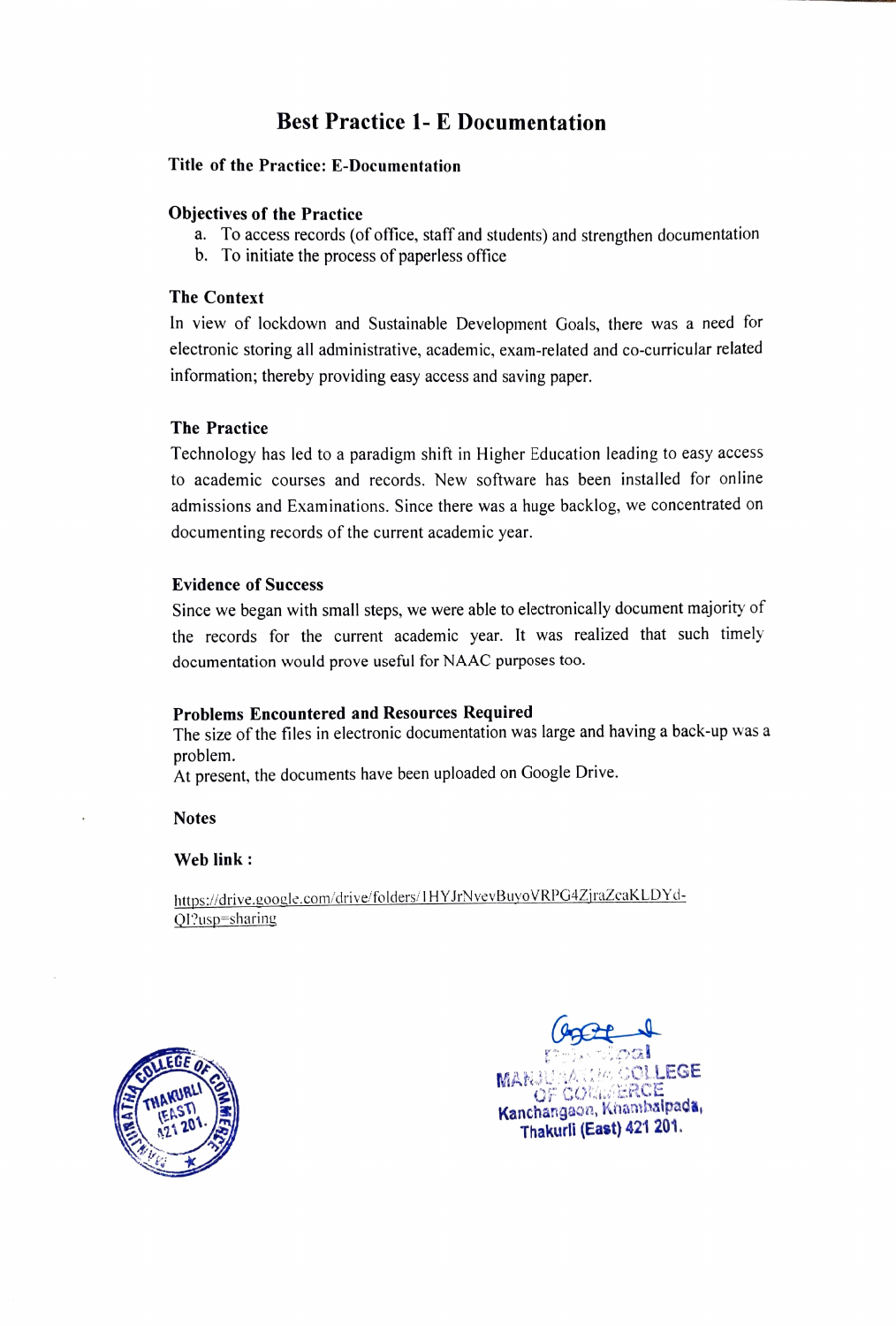# Best Practice 1- E Documentation

**Title of the Practice: E-Documentation**

**Objectives of the Practice**

a. To access records (of office, staff and students) and strengthen documentation
b. To initiate the process of paperless office

**The Context**

In view of lockdown and Sustainable Development Goals, there was a need for electronic storing all administrative, academic, exam-related and co-curricular related information; thereby providing easy access and saving paper.

**The Practice**

Technology has led to a paradigm shift in Higher Education leading to easy access to academic courses and records. New software has been installed for online admissions and Examinations. Since there was a huge backlog, we concentrated on documenting records of the current academic year.

**Evidence of Success**

Since we began with small steps, we were able to electronically document majority of the records for the current academic year. It was realized that such timely documentation would prove useful for NAAC purposes too.

**Problems Encountered and Resources Required**

The size of the files in electronic documentation was large and having a back-up was a problem.
At present, the documents have been uploaded on Google Drive.

**Notes**

**Web link :**

https://drive.google.com/drive/folders/1HYJrNvevBuyoVRPG4ZjraZcaKLDYd-QI?usp=sharing

Principal
MANJUNATHA COLLEGE OF COMMERCE
Kanchangaon, Khambalpada,
Thakurli (East) 421 201.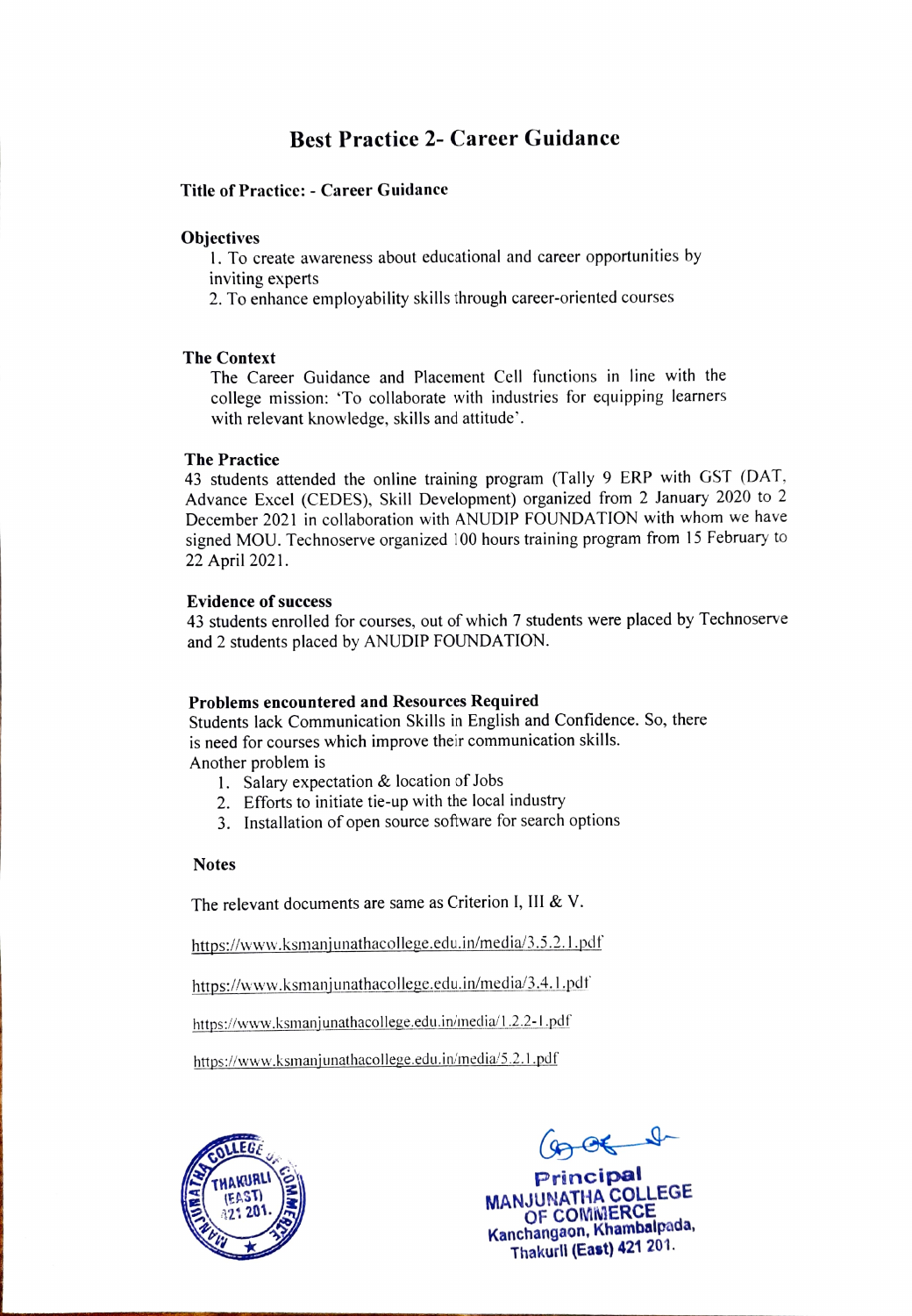# Best Practice 2- Career Guidance

**Title of Practice: - Career Guidance**

**Objectives**

1. To create awareness about educational and career opportunities by inviting experts
2. To enhance employability skills through career-oriented courses

**The Context**

The Career Guidance and Placement Cell functions in line with the college mission: 'To collaborate with industries for equipping learners with relevant knowledge, skills and attitude'.

**The Practice**

43 students attended the online training program (Tally 9 ERP with GST (DAT, Advance Excel (CEDES), Skill Development) organized from 2 January 2020 to 2 December 2021 in collaboration with ANUDIP FOUNDATION with whom we have signed MOU. Technoserve organized 100 hours training program from 15 February to 22 April 2021.

**Evidence of success**

43 students enrolled for courses, out of which 7 students were placed by Technoserve and 2 students placed by ANUDIP FOUNDATION.

**Problems encountered and Resources Required**

Students lack Communication Skills in English and Confidence. So, there is need for courses which improve their communication skills.

Another problem is

1. Salary expectation & location of Jobs
2. Efforts to initiate tie-up with the local industry
3. Installation of open source software for search options

**Notes**

The relevant documents are same as Criterion I, III & V.

https://www.ksmanjunathacollege.edu.in/media/3.5.2.1.pdf

https://www.ksmanjunathacollege.edu.in/media/3.4.1.pdf

https://www.ksmanjunathacollege.edu.in/media/1.2.2-1.pdf

https://www.ksmanjunathacollege.edu.in/media/5.2.1.pdf

MANJUNATHA COLLEGE OF COMMERCE THAKURLI (EAST) 421 201.

Principal
MANJUNATHA COLLEGE OF COMMERCE
Kanchangaon, Khambalpada,
Thakurli (East) 421 201.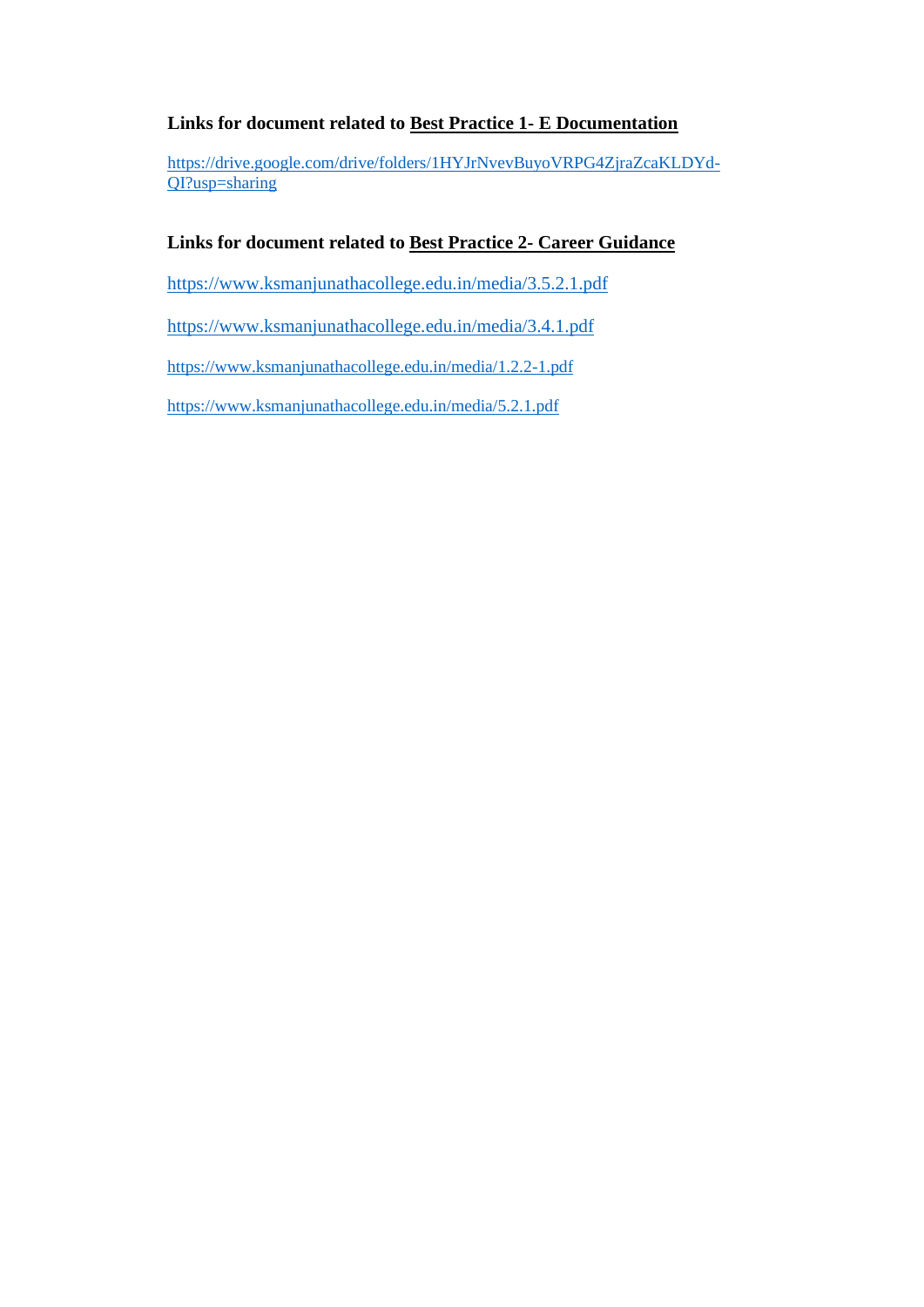**Links for document related to <u>Best Practice 1- E Documentation</u>**

https://drive.google.com/drive/folders/1HYJrNvevBuyoVRPG4ZjraZcaKLDYd-QI?usp=sharing

**Links for document related to <u>Best Practice 2- Career Guidance</u>**

https://www.ksmanjunathacollege.edu.in/media/3.5.2.1.pdf

https://www.ksmanjunathacollege.edu.in/media/3.4.1.pdf

https://www.ksmanjunathacollege.edu.in/media/1.2.2-1.pdf

https://www.ksmanjunathacollege.edu.in/media/5.2.1.pdf